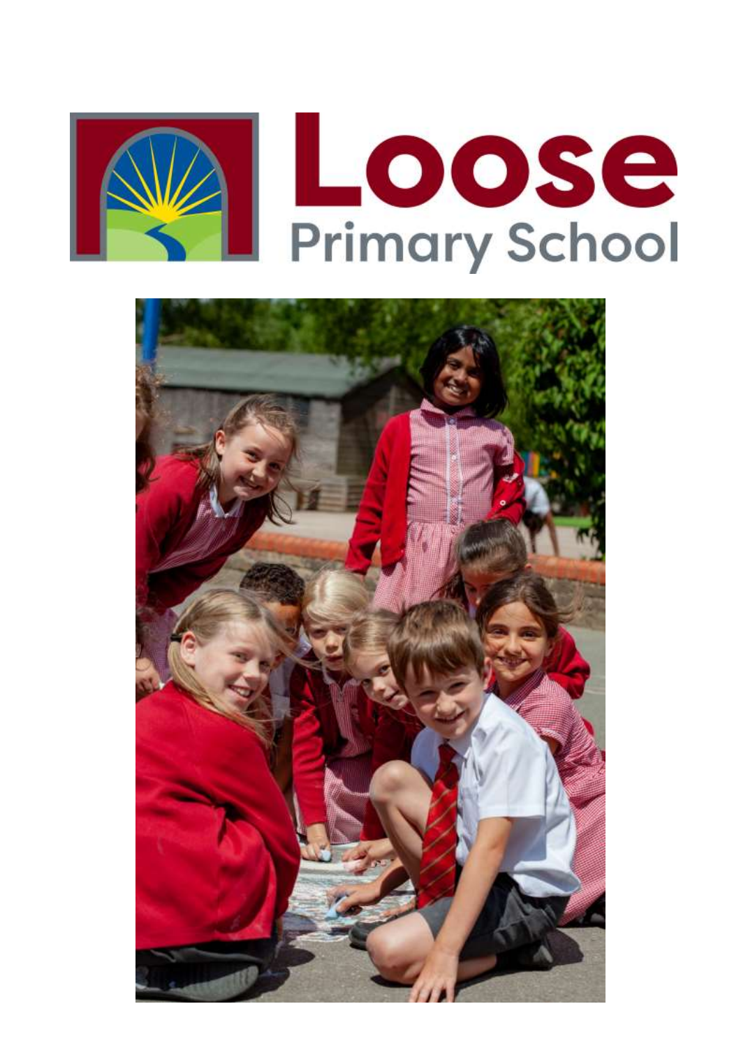# Loose
## Primary School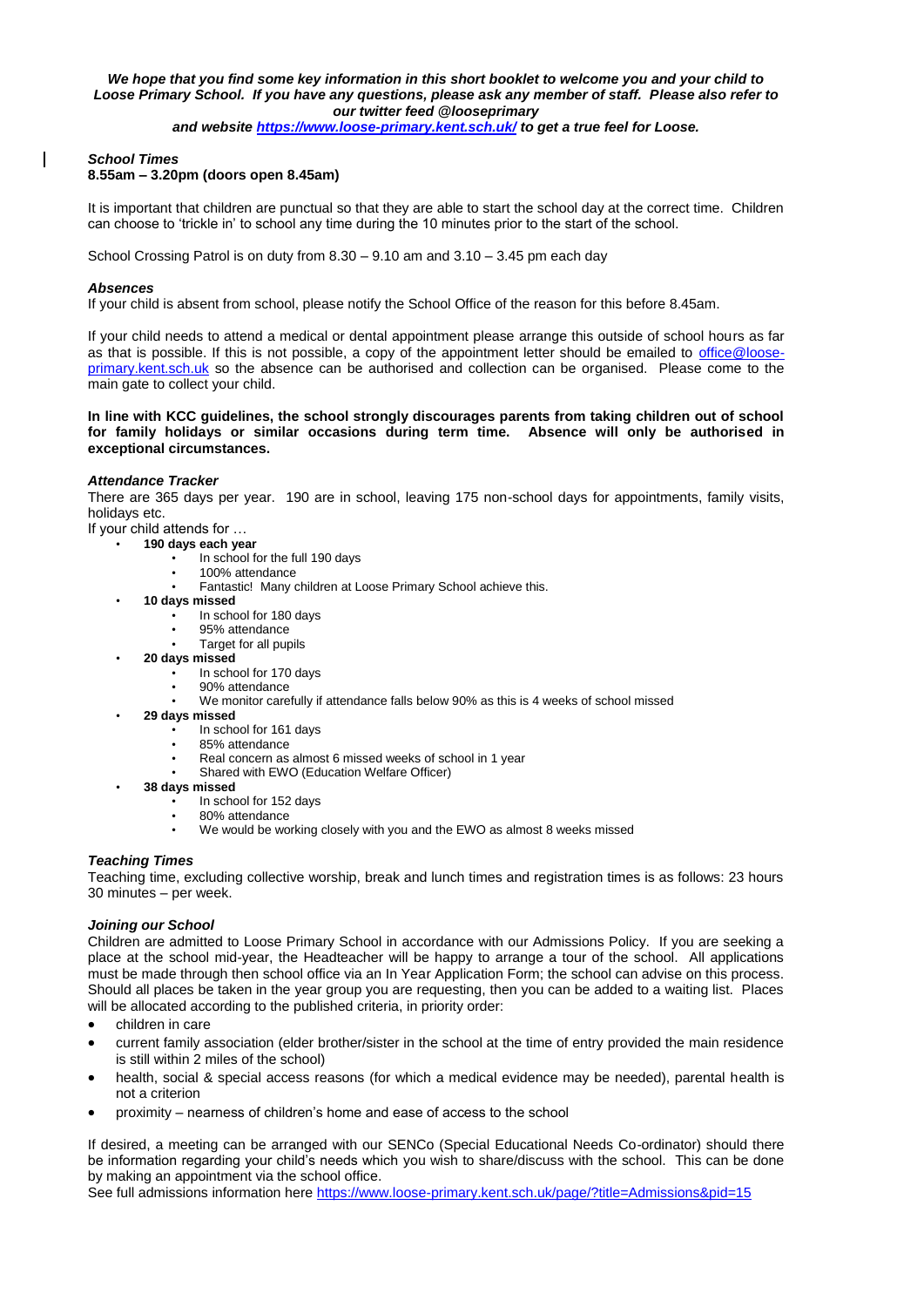***We hope that you find some key information in this short booklet to welcome you and your child to Loose Primary School. If you have any questions, please ask any member of staff. Please also refer to our twitter feed @looseprimary and website [https://www.loose-primary.kent.sch.uk/](https://www.loose-primary.kent.sch.uk/) to get a true feel for Loose.***

### *School Times*

**8.55am – 3.20pm (doors open 8.45am)**

It is important that children are punctual so that they are able to start the school day at the correct time. Children can choose to 'trickle in' to school any time during the 10 minutes prior to the start of the school.

School Crossing Patrol is on duty from 8.30 – 9.10 am and 3.10 – 3.45 pm each day

### *Absences*

If your child is absent from school, please notify the School Office of the reason for this before 8.45am.

If your child needs to attend a medical or dental appointment please arrange this outside of school hours as far as that is possible. If this is not possible, a copy of the appointment letter should be emailed to [office@loose-primary.kent.sch.uk](mailto:office@loose-primary.kent.sch.uk) so the absence can be authorised and collection can be organised. Please come to the main gate to collect your child.

**In line with KCC guidelines, the school strongly discourages parents from taking children out of school for family holidays or similar occasions during term time. Absence will only be authorised in exceptional circumstances.**

### *Attendance Tracker*

There are 365 days per year. 190 are in school, leaving 175 non-school days for appointments, family visits, holidays etc.

If your child attends for …

- **190 days each year**
  - In school for the full 190 days
  - 100% attendance
  - Fantastic! Many children at Loose Primary School achieve this.
- **10 days missed**
  - In school for 180 days
  - 95% attendance
  - Target for all pupils
- **20 days missed**
  - In school for 170 days
  - 90% attendance
  - We monitor carefully if attendance falls below 90% as this is 4 weeks of school missed
- **29 days missed**
  - In school for 161 days
  - 85% attendance
  - Real concern as almost 6 missed weeks of school in 1 year
  - Shared with EWO (Education Welfare Officer)
- **38 days missed**
  - In school for 152 days
  - 80% attendance
  - We would be working closely with you and the EWO as almost 8 weeks missed

### *Teaching Times*

Teaching time, excluding collective worship, break and lunch times and registration times is as follows: 23 hours 30 minutes – per week.

### *Joining our School*

Children are admitted to Loose Primary School in accordance with our Admissions Policy. If you are seeking a place at the school mid-year, the Headteacher will be happy to arrange a tour of the school. All applications must be made through then school office via an In Year Application Form; the school can advise on this process. Should all places be taken in the year group you are requesting, then you can be added to a waiting list. Places will be allocated according to the published criteria, in priority order:

- children in care
- current family association (elder brother/sister in the school at the time of entry provided the main residence is still within 2 miles of the school)
- health, social & special access reasons (for which a medical evidence may be needed), parental health is not a criterion
- proximity – nearness of children's home and ease of access to the school

If desired, a meeting can be arranged with our SENCo (Special Educational Needs Co-ordinator) should there be information regarding your child's needs which you wish to share/discuss with the school. This can be done by making an appointment via the school office.

See full admissions information here [https://www.loose-primary.kent.sch.uk/page/?title=Admissions&pid=15](https://www.loose-primary.kent.sch.uk/page/?title=Admissions&pid=15)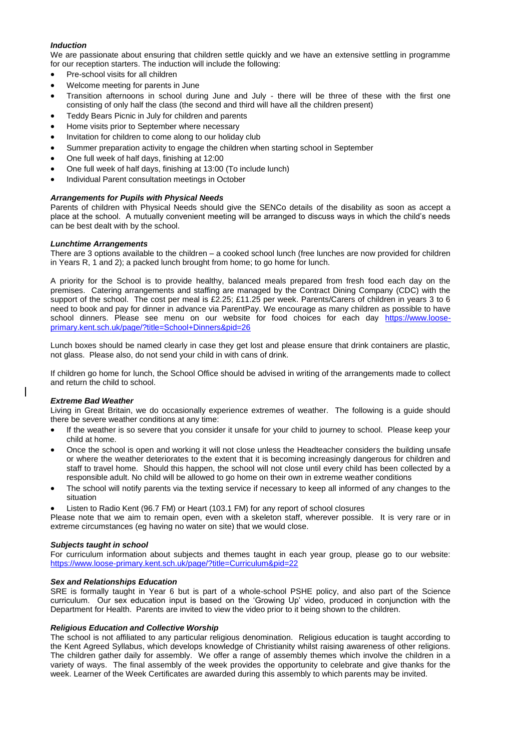***Induction***

We are passionate about ensuring that children settle quickly and we have an extensive settling in programme for our reception starters. The induction will include the following:

- Pre-school visits for all children
- Welcome meeting for parents in June
- Transition afternoons in school during June and July - there will be three of these with the first one consisting of only half the class (the second and third will have all the children present)
- Teddy Bears Picnic in July for children and parents
- Home visits prior to September where necessary
- Invitation for children to come along to our holiday club
- Summer preparation activity to engage the children when starting school in September
- One full week of half days, finishing at 12:00
- One full week of half days, finishing at 13:00 (To include lunch)
- Individual Parent consultation meetings in October

***Arrangements for Pupils with Physical Needs***

Parents of children with Physical Needs should give the SENCo details of the disability as soon as accept a place at the school. A mutually convenient meeting will be arranged to discuss ways in which the child's needs can be best dealt with by the school.

***Lunchtime Arrangements***

There are 3 options available to the children – a cooked school lunch (free lunches are now provided for children in Years R, 1 and 2); a packed lunch brought from home; to go home for lunch.

A priority for the School is to provide healthy, balanced meals prepared from fresh food each day on the premises. Catering arrangements and staffing are managed by the Contract Dining Company (CDC) with the support of the school. The cost per meal is £2.25; £11.25 per week. Parents/Carers of children in years 3 to 6 need to book and pay for dinner in advance via ParentPay. We encourage as many children as possible to have school dinners. Please see menu on our website for food choices for each day https://www.loose-primary.kent.sch.uk/page/?title=School+Dinners&pid=26

Lunch boxes should be named clearly in case they get lost and please ensure that drink containers are plastic, not glass. Please also, do not send your child in with cans of drink.

If children go home for lunch, the School Office should be advised in writing of the arrangements made to collect and return the child to school.

***Extreme Bad Weather***

Living in Great Britain, we do occasionally experience extremes of weather. The following is a guide should there be severe weather conditions at any time:

- If the weather is so severe that you consider it unsafe for your child to journey to school. Please keep your child at home.
- Once the school is open and working it will not close unless the Headteacher considers the building unsafe or where the weather deteriorates to the extent that it is becoming increasingly dangerous for children and staff to travel home. Should this happen, the school will not close until every child has been collected by a responsible adult. No child will be allowed to go home on their own in extreme weather conditions
- The school will notify parents via the texting service if necessary to keep all informed of any changes to the situation
- Listen to Radio Kent (96.7 FM) or Heart (103.1 FM) for any report of school closures

Please note that we aim to remain open, even with a skeleton staff, wherever possible. It is very rare or in extreme circumstances (eg having no water on site) that we would close.

***Subjects taught in school***

For curriculum information about subjects and themes taught in each year group, please go to our website: https://www.loose-primary.kent.sch.uk/page/?title=Curriculum&pid=22

***Sex and Relationships Education***

SRE is formally taught in Year 6 but is part of a whole-school PSHE policy, and also part of the Science curriculum. Our sex education input is based on the 'Growing Up' video, produced in conjunction with the Department for Health. Parents are invited to view the video prior to it being shown to the children.

***Religious Education and Collective Worship***

The school is not affiliated to any particular religious denomination. Religious education is taught according to the Kent Agreed Syllabus, which develops knowledge of Christianity whilst raising awareness of other religions. The children gather daily for assembly. We offer a range of assembly themes which involve the children in a variety of ways. The final assembly of the week provides the opportunity to celebrate and give thanks for the week. Learner of the Week Certificates are awarded during this assembly to which parents may be invited.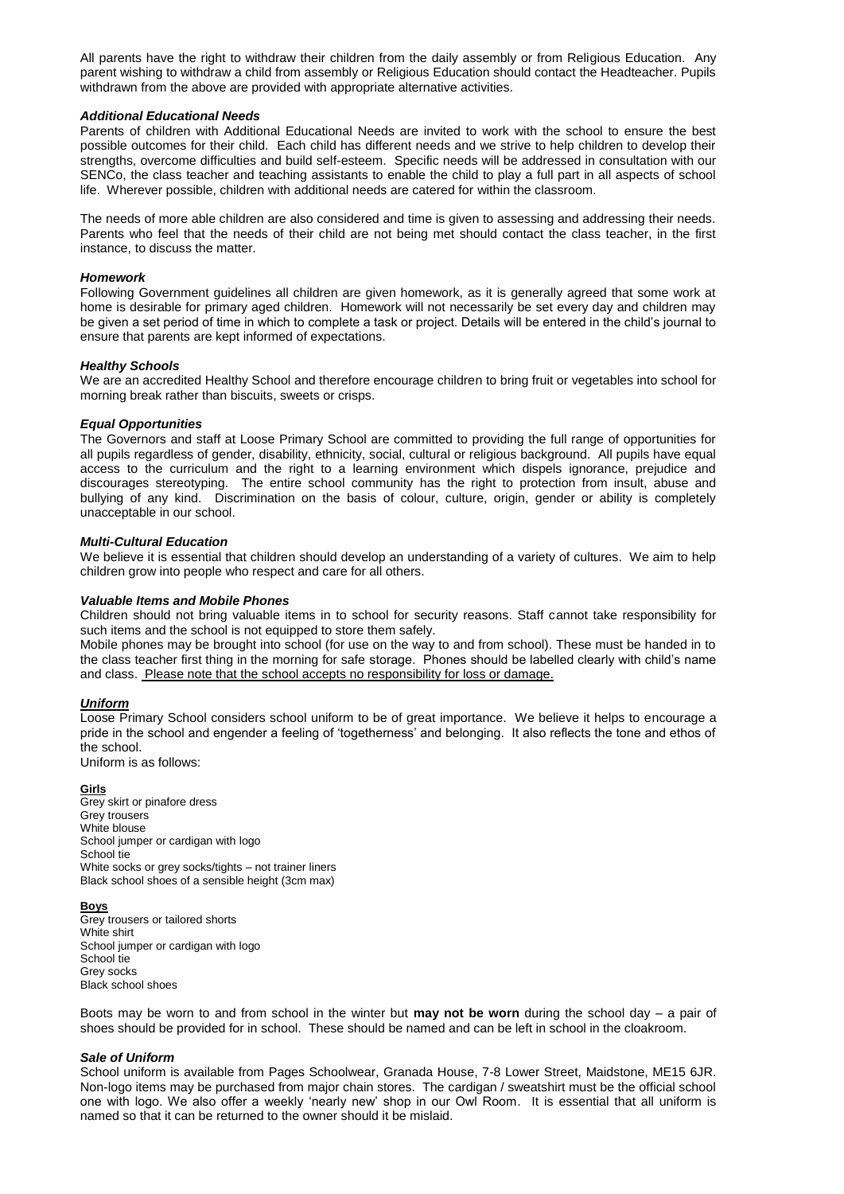All parents have the right to withdraw their children from the daily assembly or from Religious Education. Any parent wishing to withdraw a child from assembly or Religious Education should contact the Headteacher. Pupils withdrawn from the above are provided with appropriate alternative activities.

### *Additional Educational Needs*

Parents of children with Additional Educational Needs are invited to work with the school to ensure the best possible outcomes for their child. Each child has different needs and we strive to help children to develop their strengths, overcome difficulties and build self-esteem. Specific needs will be addressed in consultation with our SENCo, the class teacher and teaching assistants to enable the child to play a full part in all aspects of school life. Wherever possible, children with additional needs are catered for within the classroom.

The needs of more able children are also considered and time is given to assessing and addressing their needs. Parents who feel that the needs of their child are not being met should contact the class teacher, in the first instance, to discuss the matter.

### *Homework*

Following Government guidelines all children are given homework, as it is generally agreed that some work at home is desirable for primary aged children. Homework will not necessarily be set every day and children may be given a set period of time in which to complete a task or project. Details will be entered in the child's journal to ensure that parents are kept informed of expectations.

### *Healthy Schools*

We are an accredited Healthy School and therefore encourage children to bring fruit or vegetables into school for morning break rather than biscuits, sweets or crisps.

### *Equal Opportunities*

The Governors and staff at Loose Primary School are committed to providing the full range of opportunities for all pupils regardless of gender, disability, ethnicity, social, cultural or religious background. All pupils have equal access to the curriculum and the right to a learning environment which dispels ignorance, prejudice and discourages stereotyping. The entire school community has the right to protection from insult, abuse and bullying of any kind. Discrimination on the basis of colour, culture, origin, gender or ability is completely unacceptable in our school.

### *Multi-Cultural Education*

We believe it is essential that children should develop an understanding of a variety of cultures. We aim to help children grow into people who respect and care for all others.

### *Valuable Items and Mobile Phones*

Children should not bring valuable items in to school for security reasons. Staff cannot take responsibility for such items and the school is not equipped to store them safely.

Mobile phones may be brought into school (for use on the way to and from school). These must be handed in to the class teacher first thing in the morning for safe storage. Phones should be labelled clearly with child's name and class. Please note that the school accepts no responsibility for loss or damage.

### ***Uniform***

Loose Primary School considers school uniform to be of great importance. We believe it helps to encourage a pride in the school and engender a feeling of 'togetherness' and belonging. It also reflects the tone and ethos of the school.

Uniform is as follows:

**Girls**

Grey skirt or pinafore dress
Grey trousers
White blouse
School jumper or cardigan with logo
School tie
White socks or grey socks/tights – not trainer liners
Black school shoes of a sensible height (3cm max)

**Boys**

Grey trousers or tailored shorts
White shirt
School jumper or cardigan with logo
School tie
Grey socks
Black school shoes

Boots may be worn to and from school in the winter but **may not be worn** during the school day – a pair of shoes should be provided for in school. These should be named and can be left in school in the cloakroom.

### *Sale of Uniform*

School uniform is available from Pages Schoolwear, Granada House, 7-8 Lower Street, Maidstone, ME15 6JR. Non-logo items may be purchased from major chain stores. The cardigan / sweatshirt must be the official school one with logo. We also offer a weekly 'nearly new' shop in our Owl Room. It is essential that all uniform is named so that it can be returned to the owner should it be mislaid.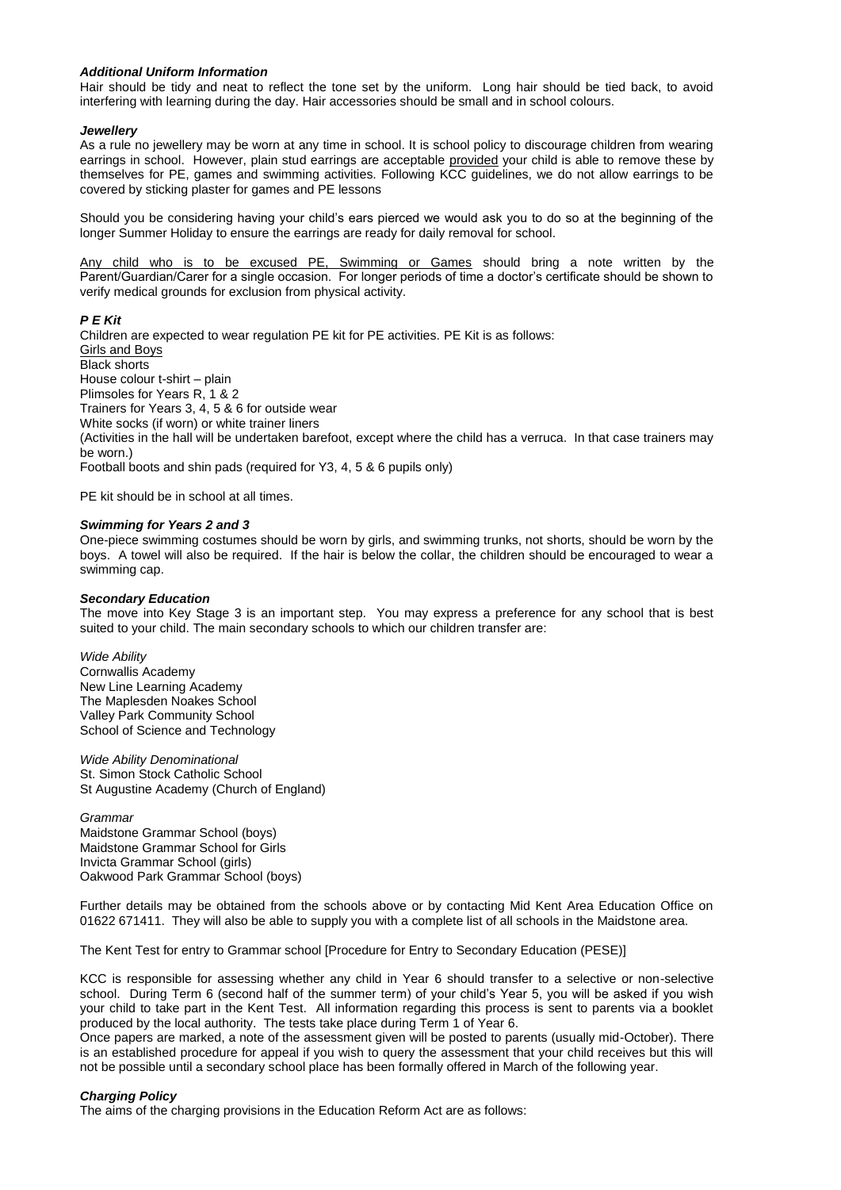### *Additional Uniform Information*

Hair should be tidy and neat to reflect the tone set by the uniform. Long hair should be tied back, to avoid interfering with learning during the day. Hair accessories should be small and in school colours.

### *Jewellery*

As a rule no jewellery may be worn at any time in school. It is school policy to discourage children from wearing earrings in school. However, plain stud earrings are acceptable <u>provided</u> your child is able to remove these by themselves for PE, games and swimming activities. Following KCC guidelines, we do not allow earrings to be covered by sticking plaster for games and PE lessons

Should you be considering having your child's ears pierced we would ask you to do so at the beginning of the longer Summer Holiday to ensure the earrings are ready for daily removal for school.

<u>Any child who is to be excused PE, Swimming or Games</u> should bring a note written by the Parent/Guardian/Carer for a single occasion. For longer periods of time a doctor's certificate should be shown to verify medical grounds for exclusion from physical activity.

### *P E Kit*

Children are expected to wear regulation PE kit for PE activities. PE Kit is as follows:

<u>Girls and Boys</u>
Black shorts
House colour t-shirt – plain
Plimsoles for Years R, 1 & 2
Trainers for Years 3, 4, 5 & 6 for outside wear
White socks (if worn) or white trainer liners
(Activities in the hall will be undertaken barefoot, except where the child has a verruca. In that case trainers may be worn.)
Football boots and shin pads (required for Y3, 4, 5 & 6 pupils only)

PE kit should be in school at all times.

### *Swimming for Years 2 and 3*

One-piece swimming costumes should be worn by girls, and swimming trunks, not shorts, should be worn by the boys. A towel will also be required. If the hair is below the collar, the children should be encouraged to wear a swimming cap.

### *Secondary Education*

The move into Key Stage 3 is an important step. You may express a preference for any school that is best suited to your child. The main secondary schools to which our children transfer are:

*Wide Ability*
Cornwallis Academy
New Line Learning Academy
The Maplesden Noakes School
Valley Park Community School
School of Science and Technology

*Wide Ability Denominational*
St. Simon Stock Catholic School
St Augustine Academy (Church of England)

*Grammar*
Maidstone Grammar School (boys)
Maidstone Grammar School for Girls
Invicta Grammar School (girls)
Oakwood Park Grammar School (boys)

Further details may be obtained from the schools above or by contacting Mid Kent Area Education Office on 01622 671411. They will also be able to supply you with a complete list of all schools in the Maidstone area.

The Kent Test for entry to Grammar school [Procedure for Entry to Secondary Education (PESE)]

KCC is responsible for assessing whether any child in Year 6 should transfer to a selective or non-selective school. During Term 6 (second half of the summer term) of your child's Year 5, you will be asked if you wish your child to take part in the Kent Test. All information regarding this process is sent to parents via a booklet produced by the local authority. The tests take place during Term 1 of Year 6.
Once papers are marked, a note of the assessment given will be posted to parents (usually mid-October). There is an established procedure for appeal if you wish to query the assessment that your child receives but this will not be possible until a secondary school place has been formally offered in March of the following year.

### *Charging Policy*

The aims of the charging provisions in the Education Reform Act are as follows: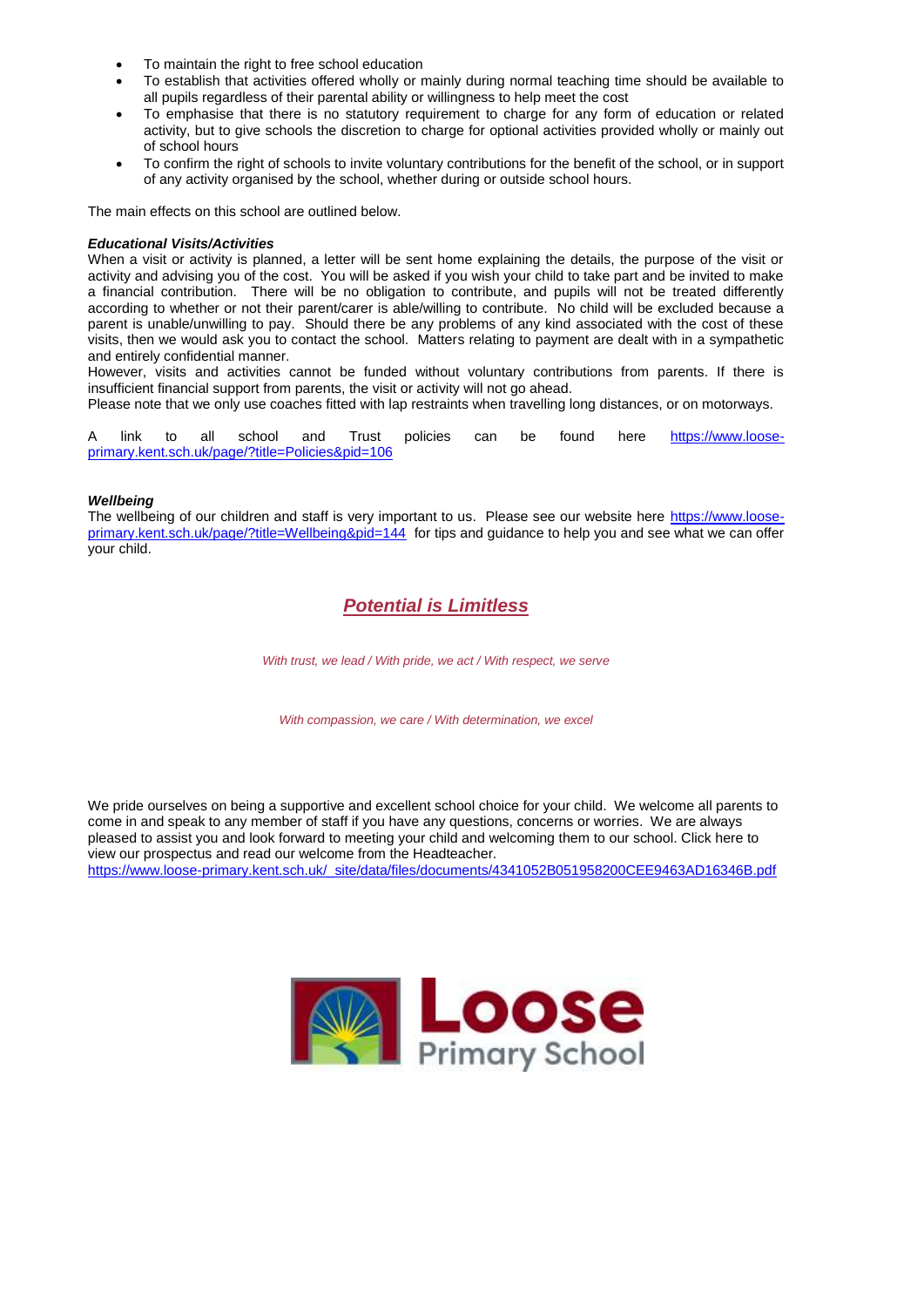- To maintain the right to free school education
- To establish that activities offered wholly or mainly during normal teaching time should be available to all pupils regardless of their parental ability or willingness to help meet the cost
- To emphasise that there is no statutory requirement to charge for any form of education or related activity, but to give schools the discretion to charge for optional activities provided wholly or mainly out of school hours
- To confirm the right of schools to invite voluntary contributions for the benefit of the school, or in support of any activity organised by the school, whether during or outside school hours.

The main effects on this school are outlined below.

***Educational Visits/Activities***

When a visit or activity is planned, a letter will be sent home explaining the details, the purpose of the visit or activity and advising you of the cost. You will be asked if you wish your child to take part and be invited to make a financial contribution. There will be no obligation to contribute, and pupils will not be treated differently according to whether or not their parent/carer is able/willing to contribute. No child will be excluded because a parent is unable/unwilling to pay. Should there be any problems of any kind associated with the cost of these visits, then we would ask you to contact the school. Matters relating to payment are dealt with in a sympathetic and entirely confidential manner.

However, visits and activities cannot be funded without voluntary contributions from parents. If there is insufficient financial support from parents, the visit or activity will not go ahead.

Please note that we only use coaches fitted with lap restraints when travelling long distances, or on motorways.

A link to all school and Trust policies can be found here https://www.loose-primary.kent.sch.uk/page/?title=Policies&pid=106

***Wellbeing***

The wellbeing of our children and staff is very important to us. Please see our website here https://www.loose-primary.kent.sch.uk/page/?title=Wellbeing&pid=144 for tips and guidance to help you and see what we can offer your child.

## ***Potential is Limitless***

*With trust, we lead / With pride, we act / With respect, we serve*

*With compassion, we care / With determination, we excel*

We pride ourselves on being a supportive and excellent school choice for your child. We welcome all parents to come in and speak to any member of staff if you have any questions, concerns or worries. We are always pleased to assist you and look forward to meeting your child and welcoming them to our school. Click here to view our prospectus and read our welcome from the Headteacher.
https://www.loose-primary.kent.sch.uk/_site/data/files/documents/4341052B051958200CEE9463AD16346B.pdf

Loose Primary School